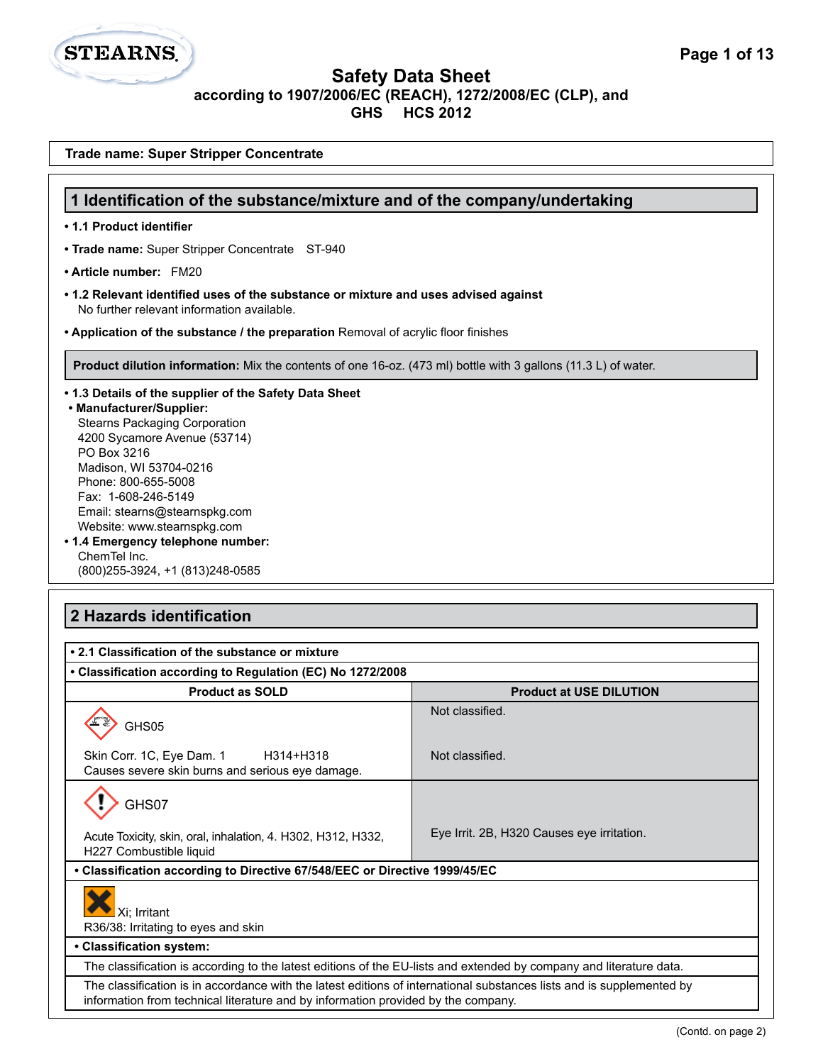# Safety Data Sheet

**according to 1907/2006/EC (REACH), 1272/2008/EC (CLP), and GHS HCS 2012**

**Trade name: Super Stripper Concentrate**

## 1 Identification of the substance/mixture and of the company/undertaking

- **1.1 Product identifier**
- **Trade name:** Super Stripper Concentrate ST-940
- **Article number:** FM20
- **1.2 Relevant identified uses of the substance or mixture and uses advised against**
  No further relevant information available.
- **Application of the substance / the preparation** Removal of acrylic floor finishes

**Product dilution information:** Mix the contents of one 16-oz. (473 ml) bottle with 3 gallons (11.3 L) of water.

- **1.3 Details of the supplier of the Safety Data Sheet**
- **Manufacturer/Supplier:**
  Stearns Packaging Corporation
  4200 Sycamore Avenue (53714)
  PO Box 3216
  Madison, WI 53704-0216
  Phone: 800-655-5008
  Fax: 1-608-246-5149
  Email: stearns@stearnspkg.com
  Website: www.stearnspkg.com
- **1.4 Emergency telephone number:**
  ChemTel Inc.
  (800)255-3924, +1 (813)248-0585

## 2 Hazards identification

- **2.1 Classification of the substance or mixture**
- **Classification according to Regulation (EC) No 1272/2008**

| Product as SOLD | Product at USE DILUTION |
|---|---|
| GHS05 | Not classified. |
| Skin Corr. 1C, Eye Dam. 1 H314+H318<br>Causes severe skin burns and serious eye damage. | Not classified. |
| GHS07 | |
| Acute Toxicity, skin, oral, inhalation, 4. H302, H312, H332,<br>H227 Combustible liquid | Eye Irrit. 2B, H320 Causes eye irritation. |

- **Classification according to Directive 67/548/EEC or Directive 1999/45/EC**

Xi; Irritant
R36/38: Irritating to eyes and skin

- **Classification system:**

The classification is according to the latest editions of the EU-lists and extended by company and literature data.

The classification is in accordance with the latest editions of international substances lists and is supplemented by information from technical literature and by information provided by the company.

(Contd. on page 2)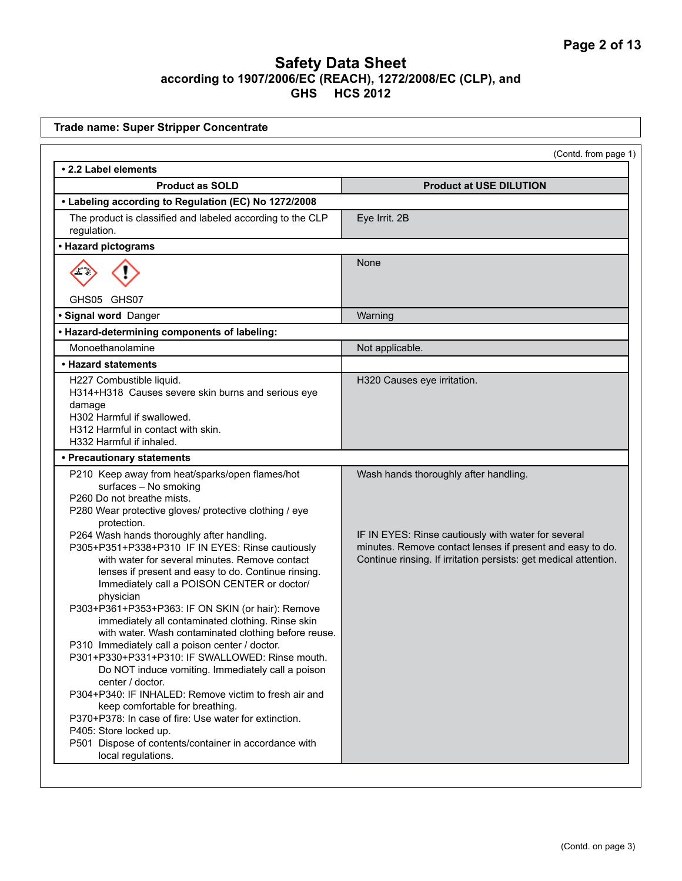# Safety Data Sheet

**according to 1907/2006/EC (REACH), 1272/2008/EC (CLP), and GHS HCS 2012**

**Trade name: Super Stripper Concentrate**

(Contd. from page 1)

**• 2.2 Label elements**

| Product as SOLD | Product at USE DILUTION |
|---|---|
| **• Labeling according to Regulation (EC) No 1272/2008** | |
| The product is classified and labeled according to the CLP regulation. | Eye Irrit. 2B |
| **• Hazard pictograms** | |
| GHS05 GHS07 | None |
| **• Signal word** Danger | Warning |
| **• Hazard-determining components of labeling:** | |
| Monoethanolamine | Not applicable. |
| **• Hazard statements** | |
| H227 Combustible liquid.<br>H314+H318 Causes severe skin burns and serious eye damage<br>H302 Harmful if swallowed.<br>H312 Harmful in contact with skin.<br>H332 Harmful if inhaled. | H320 Causes eye irritation. |
| **• Precautionary statements** | |
| P210 Keep away from heat/sparks/open flames/hot surfaces – No smoking<br>P260 Do not breathe mists.<br>P280 Wear protective gloves/ protective clothing / eye protection.<br>P264 Wash hands thoroughly after handling.<br>P305+P351+P338+P310 IF IN EYES: Rinse cautiously with water for several minutes. Remove contact lenses if present and easy to do. Continue rinsing. Immediately call a POISON CENTER or doctor/ physician<br>P303+P361+P353+P363: IF ON SKIN (or hair): Remove immediately all contaminated clothing. Rinse skin with water. Wash contaminated clothing before reuse.<br>P310 Immediately call a poison center / doctor.<br>P301+P330+P331+P310: IF SWALLOWED: Rinse mouth. Do NOT induce vomiting. Immediately call a poison center / doctor.<br>P304+P340: IF INHALED: Remove victim to fresh air and keep comfortable for breathing.<br>P370+P378: In case of fire: Use water for extinction.<br>P405: Store locked up.<br>P501 Dispose of contents/container in accordance with local regulations. | Wash hands thoroughly after handling.<br><br>IF IN EYES: Rinse cautiously with water for several minutes. Remove contact lenses if present and easy to do. Continue rinsing. If irritation persists: get medical attention. |

(Contd. on page 3)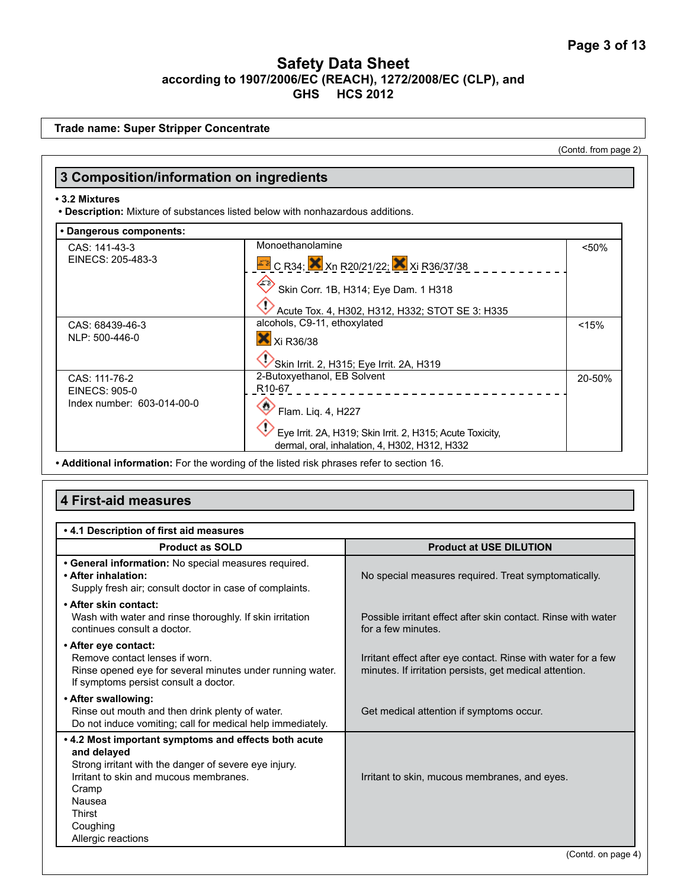# Safety Data Sheet

**according to 1907/2006/EC (REACH), 1272/2008/EC (CLP), and GHS HCS 2012**

**Trade name: Super Stripper Concentrate**

(Contd. from page 2)

## 3 Composition/information on ingredients

- **3.2 Mixtures**
- **Description:** Mixture of substances listed below with nonhazardous additions.

| • Dangerous components: | | |
|---|---|---|
| CAS: 141-43-3<br>EINECS: 205-483-3 | Monoethanolamine<br>C R34; Xn R20/21/22; Xi R36/37/38<br>Skin Corr. 1B, H314; Eye Dam. 1 H318<br>Acute Tox. 4, H302, H312, H332; STOT SE 3: H335 | <50% |
| CAS: 68439-46-3<br>NLP: 500-446-0 | alcohols, C9-11, ethoxylated<br>Xi R36/38<br>Skin Irrit. 2, H315; Eye Irrit. 2A, H319 | <15% |
| CAS: 111-76-2<br>EINECS: 905-0<br>Index number: 603-014-00-0 | 2-Butoxyethanol, EB Solvent<br>R10-67<br>Flam. Liq. 4, H227<br>Eye Irrit. 2A, H319; Skin Irrit. 2, H315; Acute Toxicity, dermal, oral, inhalation, 4, H302, H312, H332 | 20-50% |

- **Additional information:** For the wording of the listed risk phrases refer to section 16.

## 4 First-aid measures

| • 4.1 Description of first aid measures | |
|---|---|
| **Product as SOLD** | **Product at USE DILUTION** |
| • **General information:** No special measures required.<br>• **After inhalation:**<br>Supply fresh air; consult doctor in case of complaints. | No special measures required. Treat symptomatically. |
| • **After skin contact:**<br>Wash with water and rinse thoroughly. If skin irritation continues consult a doctor. | Possible irritant effect after skin contact. Rinse with water for a few minutes. |
| • **After eye contact:**<br>Remove contact lenses if worn.<br>Rinse opened eye for several minutes under running water. If symptoms persist consult a doctor. | Irritant effect after eye contact. Rinse with water for a few minutes. If irritation persists, get medical attention. |
| • **After swallowing:**<br>Rinse out mouth and then drink plenty of water.<br>Do not induce vomiting; call for medical help immediately. | Get medical attention if symptoms occur. |
| • **4.2 Most important symptoms and effects both acute and delayed**<br>Strong irritant with the danger of severe eye injury.<br>Irritant to skin and mucous membranes.<br>Cramp<br>Nausea<br>Thirst<br>Coughing<br>Allergic reactions | Irritant to skin, mucous membranes, and eyes. |

(Contd. on page 4)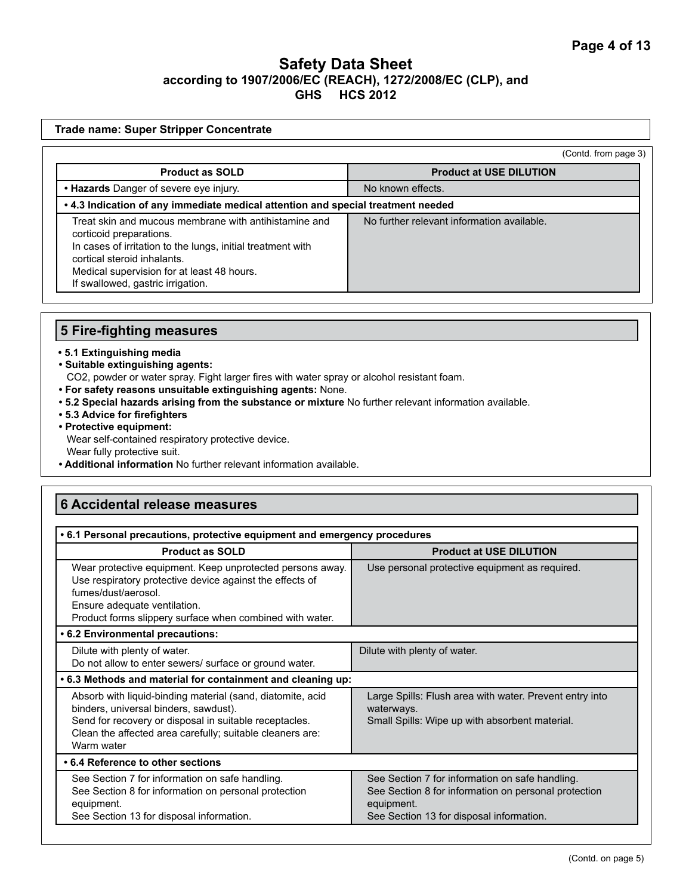# Safety Data Sheet
**according to 1907/2006/EC (REACH), 1272/2008/EC (CLP), and GHS HCS 2012**

**Trade name: Super Stripper Concentrate**

(Contd. from page 3)

| Product as SOLD | Product at USE DILUTION |
|---|---|
| • **Hazards** Danger of severe eye injury. | No known effects. |
| **• 4.3 Indication of any immediate medical attention and special treatment needed** | |
| Treat skin and mucous membrane with antihistamine and corticoid preparations.<br>In cases of irritation to the lungs, initial treatment with cortical steroid inhalants.<br>Medical supervision for at least 48 hours.<br>If swallowed, gastric irrigation. | No further relevant information available. |

## 5 Fire-fighting measures

- **5.1 Extinguishing media**
- **Suitable extinguishing agents:**
  $CO_2$, powder or water spray. Fight larger fires with water spray or alcohol resistant foam.
- **For safety reasons unsuitable extinguishing agents:** None.
- **5.2 Special hazards arising from the substance or mixture** No further relevant information available.
- **5.3 Advice for firefighters**
- **Protective equipment:**
  Wear self-contained respiratory protective device.
  Wear fully protective suit.
- **Additional information** No further relevant information available.

## 6 Accidental release measures

| **• 6.1 Personal precautions, protective equipment and emergency procedures** | |
|---|---|
| **Product as SOLD** | **Product at USE DILUTION** |
| Wear protective equipment. Keep unprotected persons away.<br>Use respiratory protective device against the effects of fumes/dust/aerosol.<br>Ensure adequate ventilation.<br>Product forms slippery surface when combined with water. | Use personal protective equipment as required. |
| **• 6.2 Environmental precautions:** | |
| Dilute with plenty of water.<br>Do not allow to enter sewers/ surface or ground water. | Dilute with plenty of water. |
| **• 6.3 Methods and material for containment and cleaning up:** | |
| Absorb with liquid-binding material (sand, diatomite, acid binders, universal binders, sawdust).<br>Send for recovery or disposal in suitable receptacles.<br>Clean the affected area carefully; suitable cleaners are: Warm water | Large Spills: Flush area with water. Prevent entry into waterways.<br>Small Spills: Wipe up with absorbent material. |
| **• 6.4 Reference to other sections** | |
| See Section 7 for information on safe handling.<br>See Section 8 for information on personal protection equipment.<br>See Section 13 for disposal information. | See Section 7 for information on safe handling.<br>See Section 8 for information on personal protection equipment.<br>See Section 13 for disposal information. |

(Contd. on page 5)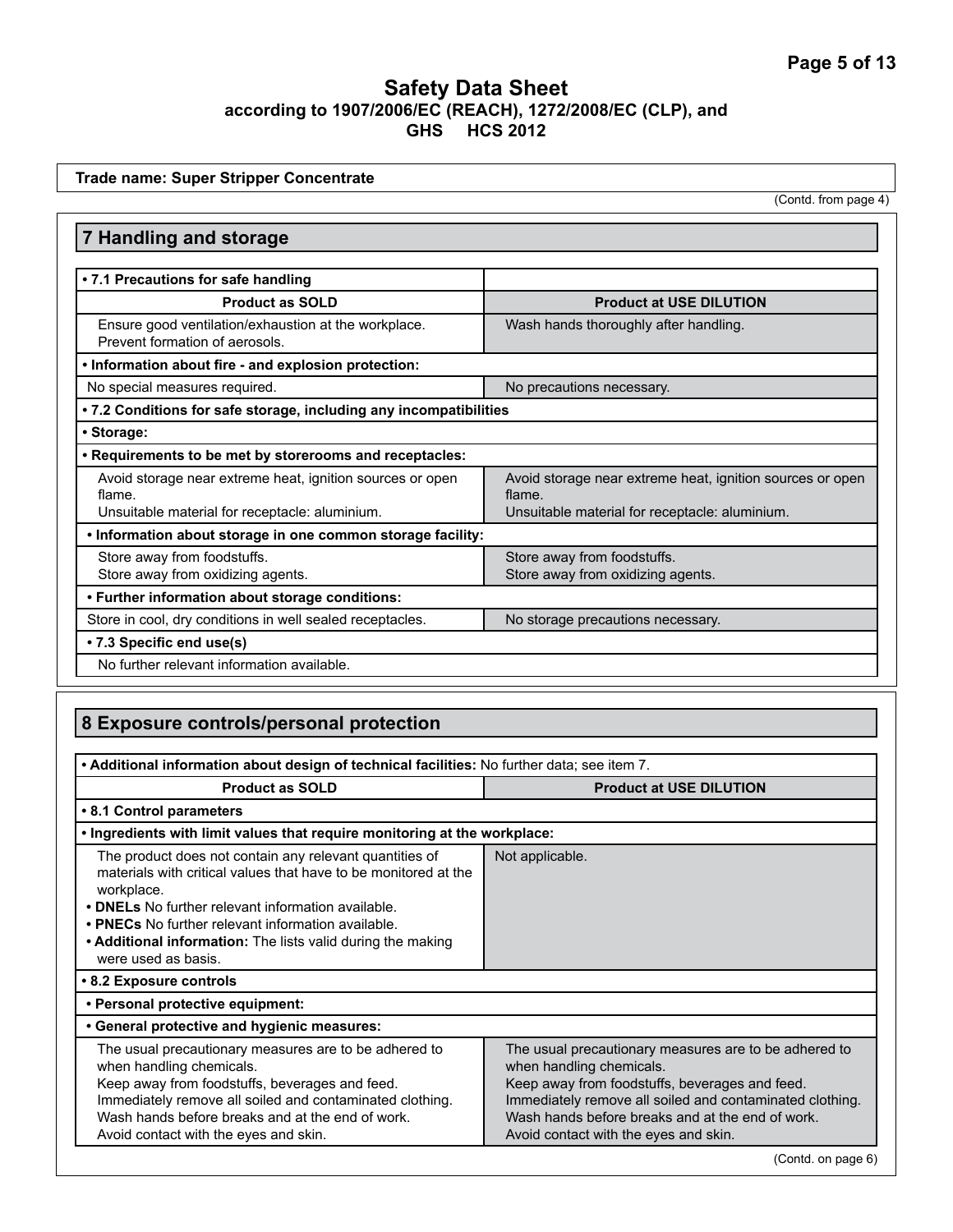# Safety Data Sheet
**according to 1907/2006/EC (REACH), 1272/2008/EC (CLP), and GHS HCS 2012**

**Trade name: Super Stripper Concentrate**

(Contd. from page 4)

## 7 Handling and storage

| **• 7.1 Precautions for safe handling** | |
|---|---|
| **Product as SOLD** | **Product at USE DILUTION** |
| Ensure good ventilation/exhaustion at the workplace.<br>Prevent formation of aerosols. | Wash hands thoroughly after handling. |
| **• Information about fire - and explosion protection:** | |
| No special measures required. | No precautions necessary. |
| **• 7.2 Conditions for safe storage, including any incompatibilities** | |
| **• Storage:** | |
| **• Requirements to be met by storerooms and receptacles:** | |
| Avoid storage near extreme heat, ignition sources or open flame.<br>Unsuitable material for receptacle: aluminium. | Avoid storage near extreme heat, ignition sources or open flame.<br>Unsuitable material for receptacle: aluminium. |
| **• Information about storage in one common storage facility:** | |
| Store away from foodstuffs.<br>Store away from oxidizing agents. | Store away from foodstuffs.<br>Store away from oxidizing agents. |
| **• Further information about storage conditions:** | |
| Store in cool, dry conditions in well sealed receptacles. | No storage precautions necessary. |
| **• 7.3 Specific end use(s)** | |
| No further relevant information available. | |

## 8 Exposure controls/personal protection

| **• Additional information about design of technical facilities:** No further data; see item 7. | |
|---|---|
| **Product as SOLD** | **Product at USE DILUTION** |
| **• 8.1 Control parameters** | |
| **• Ingredients with limit values that require monitoring at the workplace:** | |
| The product does not contain any relevant quantities of materials with critical values that have to be monitored at the workplace.<br>**• DNELs** No further relevant information available.<br>**• PNECs** No further relevant information available.<br>**• Additional information:** The lists valid during the making were used as basis. | Not applicable. |
| **• 8.2 Exposure controls** | |
| **• Personal protective equipment:** | |
| **• General protective and hygienic measures:** | |
| The usual precautionary measures are to be adhered to when handling chemicals.<br>Keep away from foodstuffs, beverages and feed.<br>Immediately remove all soiled and contaminated clothing.<br>Wash hands before breaks and at the end of work.<br>Avoid contact with the eyes and skin. | The usual precautionary measures are to be adhered to when handling chemicals.<br>Keep away from foodstuffs, beverages and feed.<br>Immediately remove all soiled and contaminated clothing.<br>Wash hands before breaks and at the end of work.<br>Avoid contact with the eyes and skin. |

(Contd. on page 6)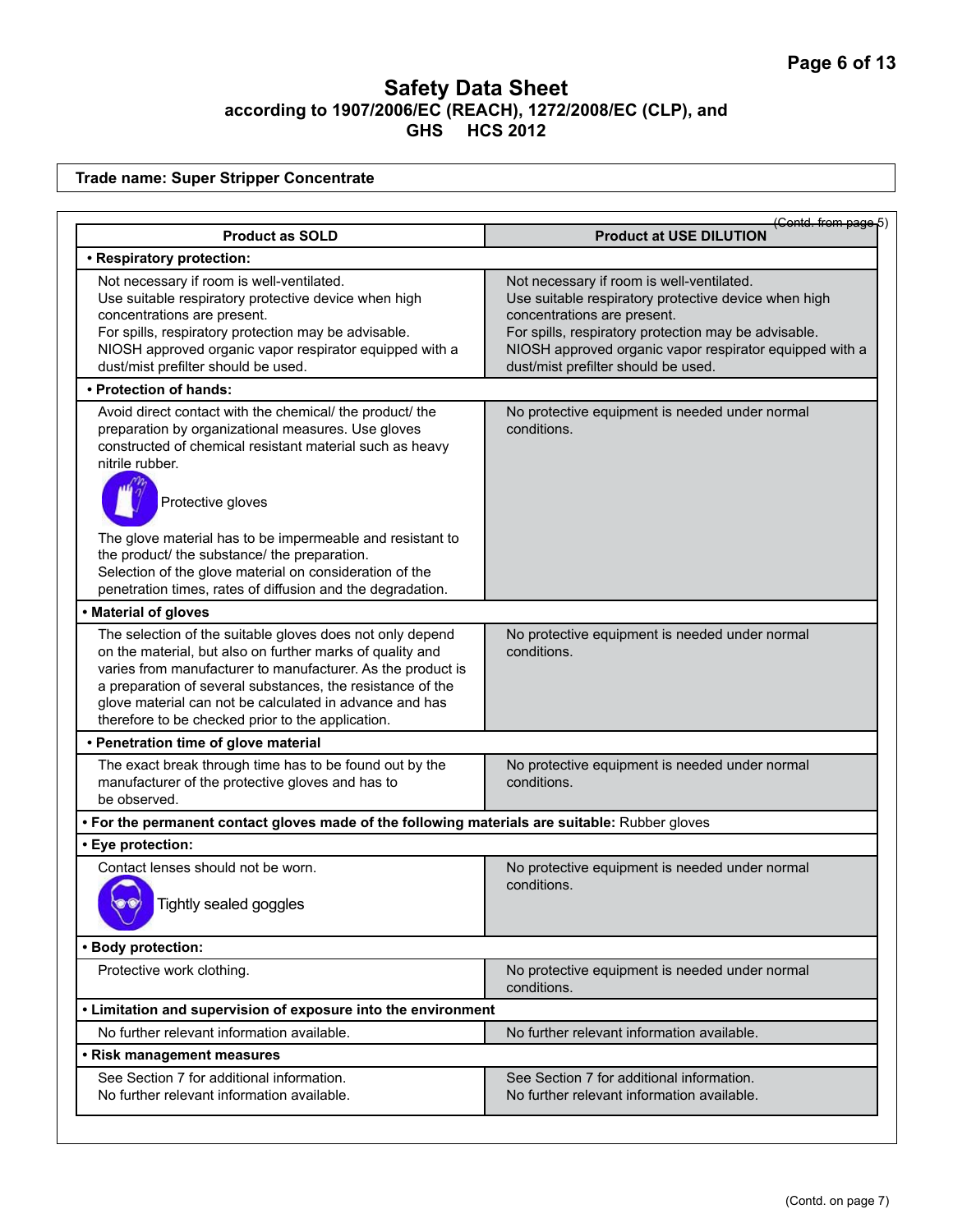## Safety Data Sheet
**according to 1907/2006/EC (REACH), 1272/2008/EC (CLP), and GHS HCS 2012**

**Trade name: Super Stripper Concentrate**

(Contd. from page 5)

| Product as SOLD | Product at USE DILUTION |
|---|---|
| **• Respiratory protection:** | |
| Not necessary if room is well-ventilated. Use suitable respiratory protective device when high concentrations are present. For spills, respiratory protection may be advisable. NIOSH approved organic vapor respirator equipped with a dust/mist prefilter should be used. | Not necessary if room is well-ventilated. Use suitable respiratory protective device when high concentrations are present. For spills, respiratory protection may be advisable. NIOSH approved organic vapor respirator equipped with a dust/mist prefilter should be used. |
| **• Protection of hands:** | |
| Avoid direct contact with the chemical/ the product/ the preparation by organizational measures. Use gloves constructed of chemical resistant material such as heavy nitrile rubber. Protective gloves. The glove material has to be impermeable and resistant to the product/ the substance/ the preparation. Selection of the glove material on consideration of the penetration times, rates of diffusion and the degradation. | No protective equipment is needed under normal conditions. |
| **• Material of gloves** | |
| The selection of the suitable gloves does not only depend on the material, but also on further marks of quality and varies from manufacturer to manufacturer. As the product is a preparation of several substances, the resistance of the glove material can not be calculated in advance and has therefore to be checked prior to the application. | No protective equipment is needed under normal conditions. |
| **• Penetration time of glove material** | |
| The exact break through time has to be found out by the manufacturer of the protective gloves and has to be observed. | No protective equipment is needed under normal conditions. |
| **• For the permanent contact gloves made of the following materials are suitable:** Rubber gloves | |
| **• Eye protection:** | |
| Contact lenses should not be worn. Tightly sealed goggles | No protective equipment is needed under normal conditions. |
| **• Body protection:** | |
| Protective work clothing. | No protective equipment is needed under normal conditions. |
| **• Limitation and supervision of exposure into the environment** | |
| No further relevant information available. | No further relevant information available. |
| **• Risk management measures** | |
| See Section 7 for additional information. No further relevant information available. | See Section 7 for additional information. No further relevant information available. |

(Contd. on page 7)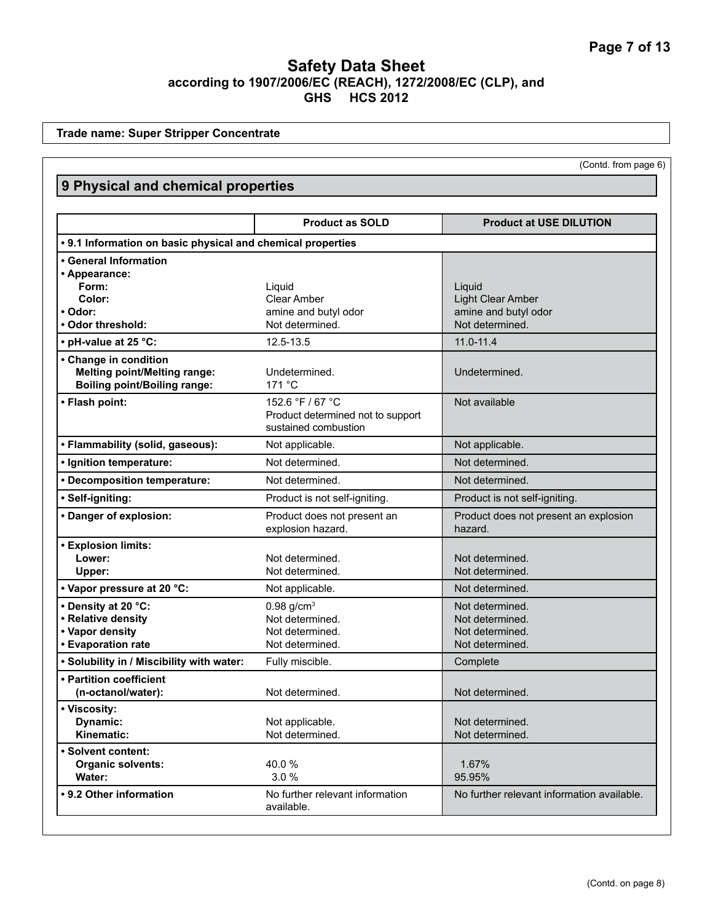# Safety Data Sheet

**according to 1907/2006/EC (REACH), 1272/2008/EC (CLP), and GHS HCS 2012**

**Trade name: Super Stripper Concentrate**

(Contd. from page 6)

## 9 Physical and chemical properties

| | Product as SOLD | Product at USE DILUTION |
|---|---|---|
| **• 9.1 Information on basic physical and chemical properties** | | |
| **• General Information** | | |
| **• Appearance:** | | |
| **Form:** | Liquid | Liquid |
| **Color:** | Clear Amber | Light Clear Amber |
| **• Odor:** | amine and butyl odor | amine and butyl odor |
| **• Odor threshold:** | Not determined. | Not determined. |
| **• pH-value at 25 °C:** | 12.5-13.5 | 11.0-11.4 |
| **• Change in condition** | | |
| **Melting point/Melting range:** | Undetermined. | Undetermined. |
| **Boiling point/Boiling range:** | 171 °C | |
| **• Flash point:** | 152.6 °F / 67 °C Product determined not to support sustained combustion | Not available |
| **• Flammability (solid, gaseous):** | Not applicable. | Not applicable. |
| **• Ignition temperature:** | Not determined. | Not determined. |
| **• Decomposition temperature:** | Not determined. | Not determined. |
| **• Self-igniting:** | Product is not self-igniting. | Product is not self-igniting. |
| **• Danger of explosion:** | Product does not present an explosion hazard. | Product does not present an explosion hazard. |
| **• Explosion limits:** | | |
| **Lower:** | Not determined. | Not determined. |
| **Upper:** | Not determined. | Not determined. |
| **• Vapor pressure at 20 °C:** | Not applicable. | Not determined. |
| **• Density at 20 °C:** | 0.98 g/cm$^3$ | Not determined. |
| **• Relative density** | Not determined. | Not determined. |
| **• Vapor density** | Not determined. | Not determined. |
| **• Evaporation rate** | Not determined. | Not determined. |
| **• Solubility in / Miscibility with water:** | Fully miscible. | Complete |
| **• Partition coefficient (n-octanol/water):** | Not determined. | Not determined. |
| **• Viscosity:** | | |
| **Dynamic:** | Not applicable. | Not determined. |
| **Kinematic:** | Not determined. | Not determined. |
| **• Solvent content:** | | |
| **Organic solvents:** | 40.0 % | 1.67% |
| **Water:** | 3.0 % | 95.95% |
| **• 9.2 Other information** | No further relevant information available. | No further relevant information available. |

(Contd. on page 8)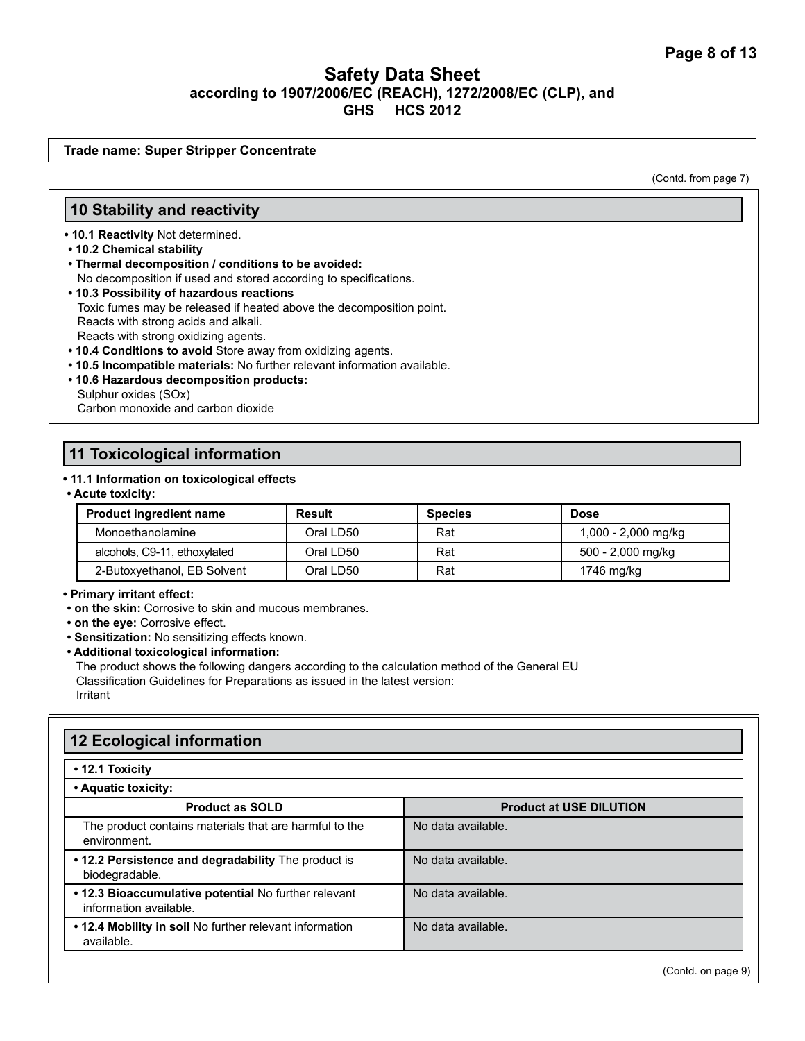**Trade name: Super Stripper Concentrate**

(Contd. from page 7)

## 10 Stability and reactivity

- **10.1 Reactivity** Not determined.
- **10.2 Chemical stability**
- **Thermal decomposition / conditions to be avoided:**
  No decomposition if used and stored according to specifications.
- **10.3 Possibility of hazardous reactions**
  Toxic fumes may be released if heated above the decomposition point.
  Reacts with strong acids and alkali.
  Reacts with strong oxidizing agents.
- **10.4 Conditions to avoid** Store away from oxidizing agents.
- **10.5 Incompatible materials:** No further relevant information available.
- **10.6 Hazardous decomposition products:**
  Sulphur oxides (SOx)
  Carbon monoxide and carbon dioxide

## 11 Toxicological information

- **11.1 Information on toxicological effects**
- **Acute toxicity:**

| Product ingredient name | Result | Species | Dose |
| --- | --- | --- | --- |
| Monoethanolamine | Oral LD50 | Rat | 1,000 - 2,000 mg/kg |
| alcohols, C9-11, ethoxylated | Oral LD50 | Rat | 500 - 2,000 mg/kg |
| 2-Butoxyethanol, EB Solvent | Oral LD50 | Rat | 1746 mg/kg |

- **Primary irritant effect:**
- **on the skin:** Corrosive to skin and mucous membranes.
- **on the eye:** Corrosive effect.
- **Sensitization:** No sensitizing effects known.
- **Additional toxicological information:**
  The product shows the following dangers according to the calculation method of the General EU Classification Guidelines for Preparations as issued in the latest version:
  Irritant

## 12 Ecological information

- **12.1 Toxicity**
- **Aquatic toxicity:**

| Product as SOLD | Product at USE DILUTION |
| --- | --- |
| The product contains materials that are harmful to the environment. | No data available. |
| **• 12.2 Persistence and degradability** The product is biodegradable. | No data available. |
| **• 12.3 Bioaccumulative potential** No further relevant information available. | No data available. |
| **• 12.4 Mobility in soil** No further relevant information available. | No data available. |

(Contd. on page 9)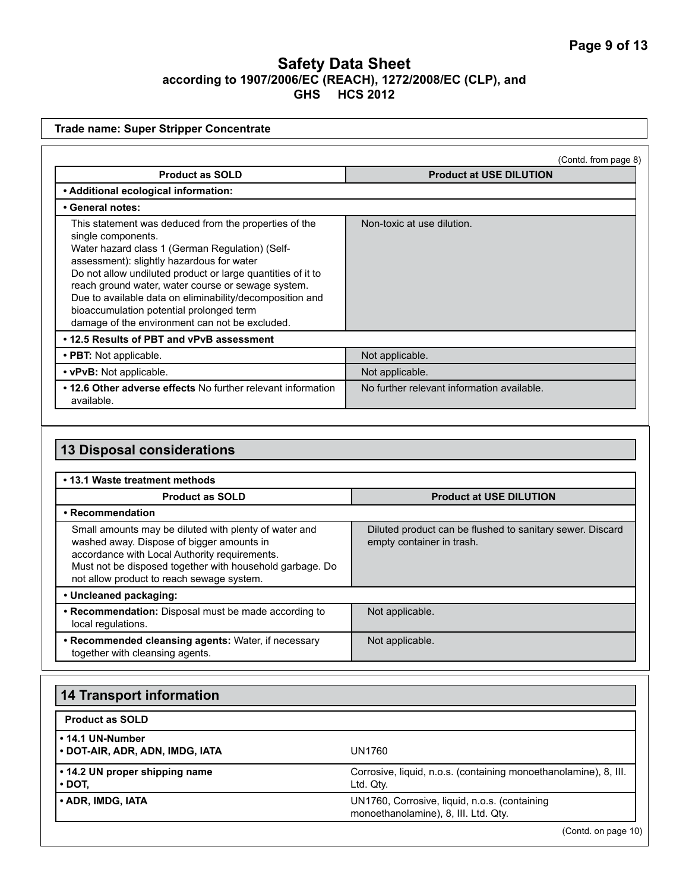# Safety Data Sheet
**according to 1907/2006/EC (REACH), 1272/2008/EC (CLP), and GHS HCS 2012**

**Trade name: Super Stripper Concentrate**

(Contd. from page 8)

| Product as SOLD | Product at USE DILUTION |
|---|---|
| **• Additional ecological information:** | |
| **• General notes:** | |
| This statement was deduced from the properties of the single components. Water hazard class 1 (German Regulation) (Self-assessment): slightly hazardous for water Do not allow undiluted product or large quantities of it to reach ground water, water course or sewage system. Due to available data on eliminability/decomposition and bioaccumulation potential prolonged term damage of the environment can not be excluded. | Non-toxic at use dilution. |
| **• 12.5 Results of PBT and vPvB assessment** | |
| **• PBT:** Not applicable. | Not applicable. |
| **• vPvB:** Not applicable. | Not applicable. |
| **• 12.6 Other adverse effects** No further relevant information available. | No further relevant information available. |

## 13 Disposal considerations

| **• 13.1 Waste treatment methods** | |
|---|---|
| **Product as SOLD** | **Product at USE DILUTION** |
| **• Recommendation** | |
| Small amounts may be diluted with plenty of water and washed away. Dispose of bigger amounts in accordance with Local Authority requirements. Must not be disposed together with household garbage. Do not allow product to reach sewage system. | Diluted product can be flushed to sanitary sewer. Discard empty container in trash. |
| **• Uncleaned packaging:** | |
| **• Recommendation:** Disposal must be made according to local regulations. | Not applicable. |
| **• Recommended cleansing agents:** Water, if necessary together with cleansing agents. | Not applicable. |

## 14 Transport information

| **Product as SOLD** | |
|---|---|
| **• 14.1 UN-Number** **• DOT-AIR, ADR, ADN, IMDG, IATA** | UN1760 |
| **• 14.2 UN proper shipping name** **• DOT,** | Corrosive, liquid, n.o.s. (containing monoethanolamine), 8, III. Ltd. Qty. |
| **• ADR, IMDG, IATA** | UN1760, Corrosive, liquid, n.o.s. (containing monoethanolamine), 8, III. Ltd. Qty. |

(Contd. on page 10)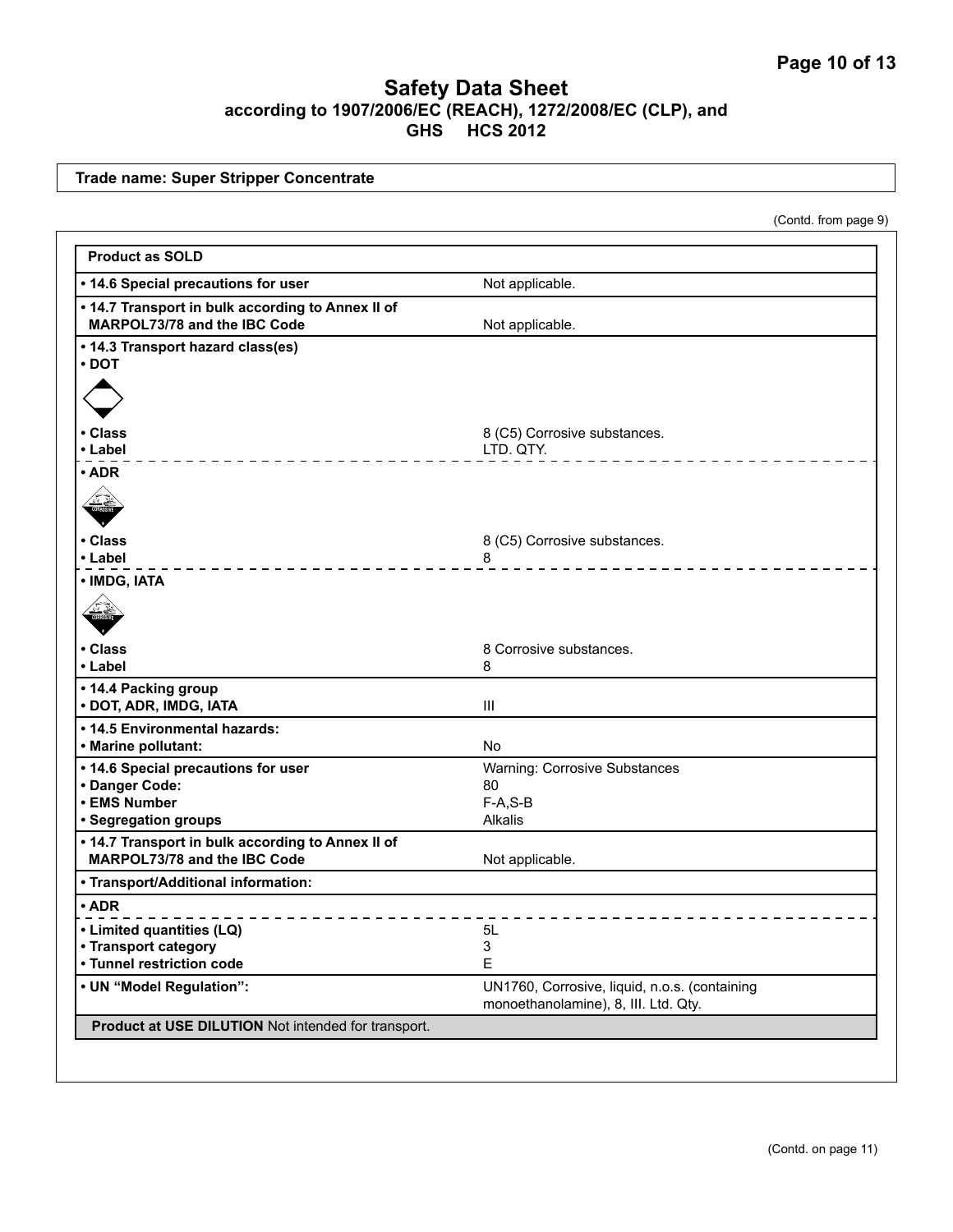**Safety Data Sheet**
**according to 1907/2006/EC (REACH), 1272/2008/EC (CLP), and GHS HCS 2012**

**Trade name: Super Stripper Concentrate**

(Contd. from page 9)

**Product as SOLD**

| | |
|---|---|
| **• 14.6 Special precautions for user** | Not applicable. |
| **• 14.7 Transport in bulk according to Annex II of MARPOL73/78 and the IBC Code** | Not applicable. |
| **• 14.3 Transport hazard class(es)** | |
| **• DOT** | |
| **• Class** | 8 (C5) Corrosive substances. |
| **• Label** | LTD. QTY. |
| **• ADR** | |
| **• Class** | 8 (C5) Corrosive substances. |
| **• Label** | 8 |
| **• IMDG, IATA** | |
| **• Class** | 8 Corrosive substances. |
| **• Label** | 8 |
| **• 14.4 Packing group** | |
| **• DOT, ADR, IMDG, IATA** | III |
| **• 14.5 Environmental hazards:** | |
| **• Marine pollutant:** | No |
| **• 14.6 Special precautions for user** | Warning: Corrosive Substances |
| **• Danger Code:** | 80 |
| **• EMS Number** | F-A,S-B |
| **• Segregation groups** | Alkalis |
| **• 14.7 Transport in bulk according to Annex II of MARPOL73/78 and the IBC Code** | Not applicable. |
| **• Transport/Additional information:** | |
| **• ADR** | |
| **• Limited quantities (LQ)** | 5L |
| **• Transport category** | 3 |
| **• Tunnel restriction code** | E |
| **• UN "Model Regulation":** | UN1760, Corrosive, liquid, n.o.s. (containing monoethanolamine), 8, III. Ltd. Qty. |

**Product at USE DILUTION** Not intended for transport.

(Contd. on page 11)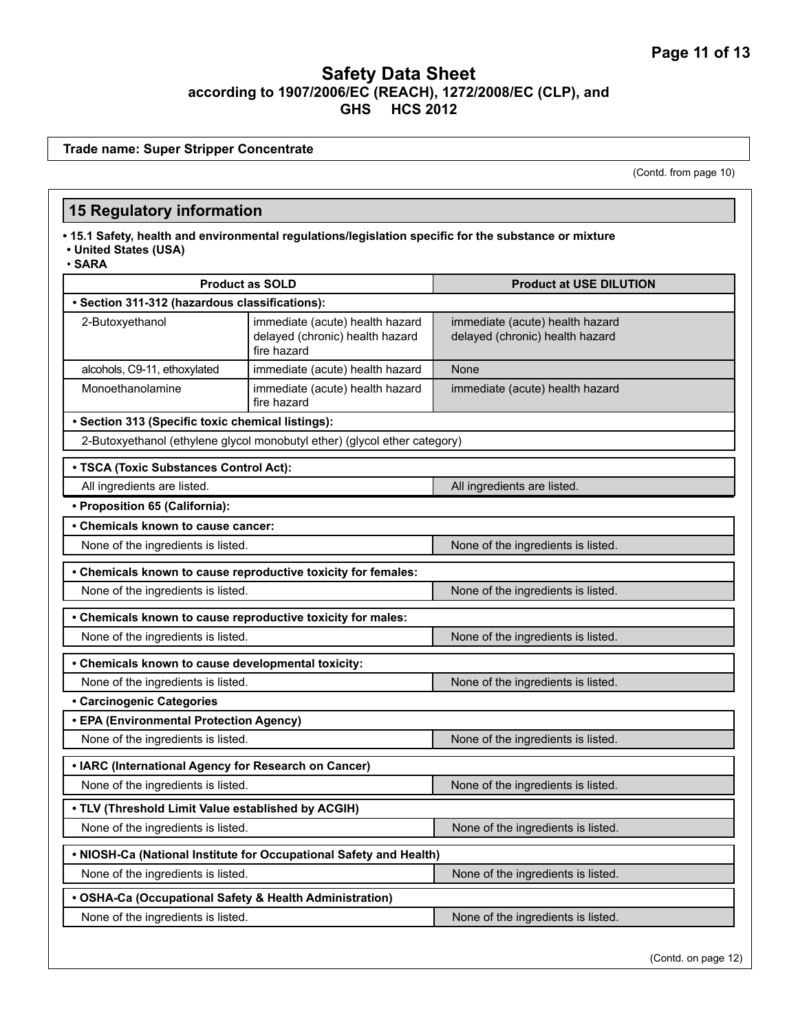Trade name: Super Stripper Concentrate

(Contd. from page 10)

## 15 Regulatory information

- **15.1 Safety, health and environmental regulations/legislation specific for the substance or mixture**
- **United States (USA)**
- **SARA**

| Product as SOLD | | Product at USE DILUTION |
|---|---|---|
| **• Section 311-312 (hazardous classifications):** | | |
| 2-Butoxyethanol | immediate (acute) health hazard<br>delayed (chronic) health hazard<br>fire hazard | immediate (acute) health hazard<br>delayed (chronic) health hazard |
| alcohols, C9-11, ethoxylated | immediate (acute) health hazard | None |
| Monoethanolamine | immediate (acute) health hazard<br>fire hazard | immediate (acute) health hazard |
| **• Section 313 (Specific toxic chemical listings):** | | |
| 2-Butoxyethanol (ethylene glycol monobutyl ether) (glycol ether category) | | |

| **• TSCA (Toxic Substances Control Act):** | |
|---|---|
| All ingredients are listed. | All ingredients are listed. |

- **Proposition 65 (California):**

| **• Chemicals known to cause cancer:** | |
|---|---|
| None of the ingredients is listed. | None of the ingredients is listed. |

| **• Chemicals known to cause reproductive toxicity for females:** | |
|---|---|
| None of the ingredients is listed. | None of the ingredients is listed. |

| **• Chemicals known to cause reproductive toxicity for males:** | |
|---|---|
| None of the ingredients is listed. | None of the ingredients is listed. |

| **• Chemicals known to cause developmental toxicity:** | |
|---|---|
| None of the ingredients is listed. | None of the ingredients is listed. |

- **Carcinogenic Categories**

| **• EPA (Environmental Protection Agency)** | |
|---|---|
| None of the ingredients is listed. | None of the ingredients is listed. |

| **• IARC (International Agency for Research on Cancer)** | |
|---|---|
| None of the ingredients is listed. | None of the ingredients is listed. |

| **• TLV (Threshold Limit Value established by ACGIH)** | |
|---|---|
| None of the ingredients is listed. | None of the ingredients is listed. |

| **• NIOSH-Ca (National Institute for Occupational Safety and Health)** | |
|---|---|
| None of the ingredients is listed. | None of the ingredients is listed. |

| **• OSHA-Ca (Occupational Safety & Health Administration)** | |
|---|---|
| None of the ingredients is listed. | None of the ingredients is listed. |

(Contd. on page 12)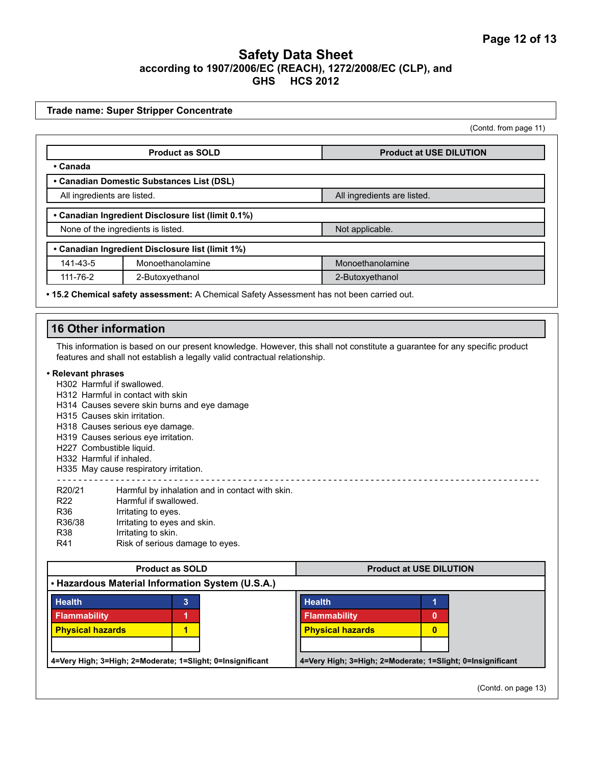Trade name: Super Stripper Concentrate

(Contd. from page 11)

| Product as SOLD | | Product at USE DILUTION |
|---|---|---|
| • **Canada** | | |
| • **Canadian Domestic Substances List (DSL)** | | |
| All ingredients are listed. | | All ingredients are listed. |
| • **Canadian Ingredient Disclosure list (limit 0.1%)** | | |
| None of the ingredients is listed. | | Not applicable. |
| • **Canadian Ingredient Disclosure list (limit 1%)** | | |
| 141-43-5 | Monoethanolamine | Monoethanolamine |
| 111-76-2 | 2-Butoxyethanol | 2-Butoxyethanol |

• **15.2 Chemical safety assessment:** A Chemical Safety Assessment has not been carried out.

## 16 Other information

This information is based on our present knowledge. However, this shall not constitute a guarantee for any specific product features and shall not establish a legally valid contractual relationship.

• **Relevant phrases**

H302 Harmful if swallowed.
H312 Harmful in contact with skin
H314 Causes severe skin burns and eye damage
H315 Causes skin irritation.
H318 Causes serious eye damage.
H319 Causes serious eye irritation.
H227 Combustible liquid.
H332 Harmful if inhaled.
H335 May cause respiratory irritation.

---

R20/21 Harmful by inhalation and in contact with skin.
R22 Harmful if swallowed.
R36 Irritating to eyes.
R36/38 Irritating to eyes and skin.
R38 Irritating to skin.
R41 Risk of serious damage to eyes.

| Product as SOLD | | Product at USE DILUTION | |
|---|---|---|---|
| • **Hazardous Material Information System (U.S.A.)** | | | |
| Health | 3 | Health | 1 |
| Flammability | 1 | Flammability | 0 |
| Physical hazards | 1 | Physical hazards | 0 |
| 4=Very High; 3=High; 2=Moderate; 1=Slight; 0=Insignificant | | 4=Very High; 3=High; 2=Moderate; 1=Slight; 0=Insignificant | |

(Contd. on page 13)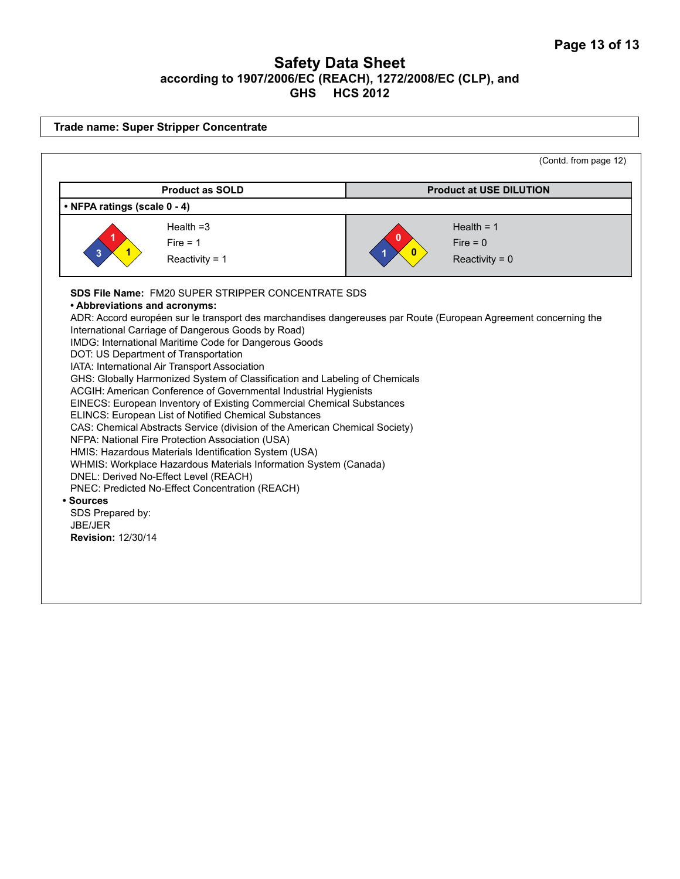# Safety Data Sheet
**according to 1907/2006/EC (REACH), 1272/2008/EC (CLP), and GHS HCS 2012**

**Trade name: Super Stripper Concentrate**

(Contd. from page 12)

| Product as SOLD | Product at USE DILUTION |
|---|---|
| **• NFPA ratings (scale 0 - 4)** | |
| 1 / 3 / 1 — Health =3, Fire = 1, Reactivity = 1 | 0 / 1 / 0 — Health = 1, Fire = 0, Reactivity = 0 |

**SDS File Name:** FM20 SUPER STRIPPER CONCENTRATE SDS

**• Abbreviations and acronyms:**

ADR: Accord européen sur le transport des marchandises dangereuses par Route (European Agreement concerning the International Carriage of Dangerous Goods by Road)
IMDG: International Maritime Code for Dangerous Goods
DOT: US Department of Transportation
IATA: International Air Transport Association
GHS: Globally Harmonized System of Classification and Labeling of Chemicals
ACGIH: American Conference of Governmental Industrial Hygienists
EINECS: European Inventory of Existing Commercial Chemical Substances
ELINCS: European List of Notified Chemical Substances
CAS: Chemical Abstracts Service (division of the American Chemical Society)
NFPA: National Fire Protection Association (USA)
HMIS: Hazardous Materials Identification System (USA)
WHMIS: Workplace Hazardous Materials Information System (Canada)
DNEL: Derived No-Effect Level (REACH)
PNEC: Predicted No-Effect Concentration (REACH)

**• Sources**

SDS Prepared by:
JBE/JER
**Revision:** 12/30/14